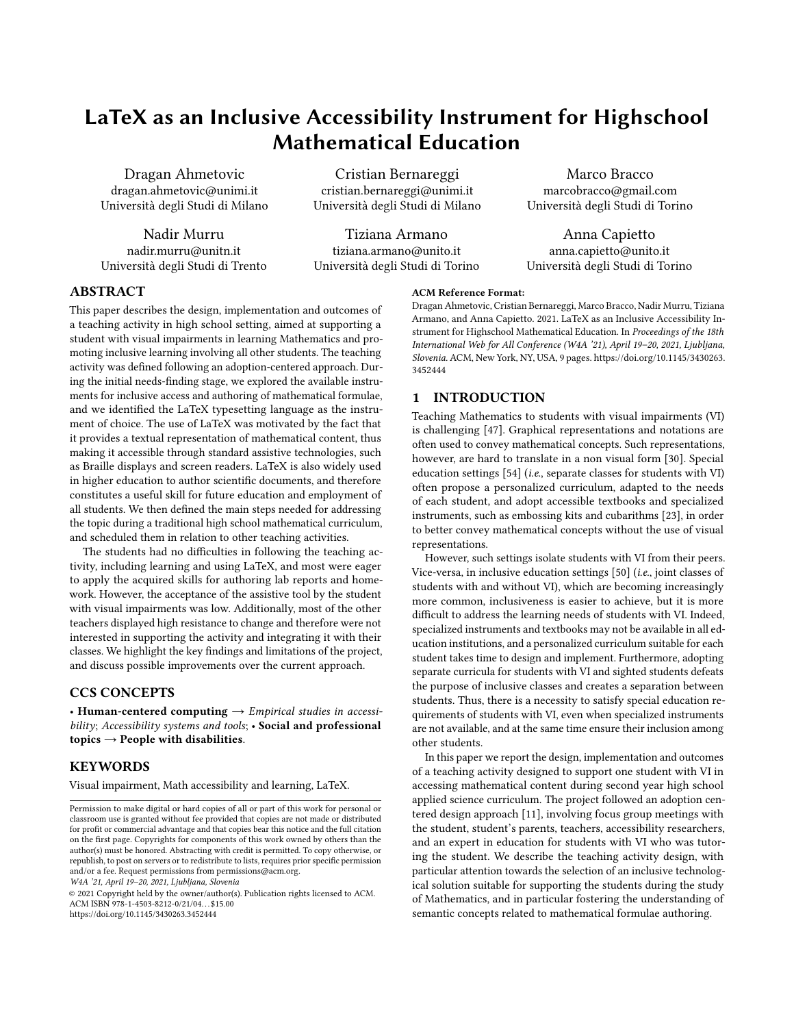# LaTeX as an Inclusive Accessibility Instrument for Highschool Mathematical Education

Dragan Ahmetovic
dragan.ahmetovic@unimi.it
Università degli Studi di Milano

Cristian Bernareggi
cristian.bernareggi@unimi.it
Università degli Studi di Milano

Marco Bracco
marcobracco@gmail.com
Università degli Studi di Torino

Nadir Murru
nadir.murru@unitn.it
Università degli Studi di Trento

Tiziana Armano
tiziana.armano@unito.it
Università degli Studi di Torino

Anna Capietto
anna.capietto@unito.it
Università degli Studi di Torino

## ABSTRACT

This paper describes the design, implementation and outcomes of a teaching activity in high school setting, aimed at supporting a student with visual impairments in learning Mathematics and promoting inclusive learning involving all other students. The teaching activity was defined following an adoption-centered approach. During the initial needs-finding stage, we explored the available instruments for inclusive access and authoring of mathematical formulae, and we identified the LaTeX typesetting language as the instrument of choice. The use of LaTeX was motivated by the fact that it provides a textual representation of mathematical content, thus making it accessible through standard assistive technologies, such as Braille displays and screen readers. LaTeX is also widely used in higher education to author scientific documents, and therefore constitutes a useful skill for future education and employment of all students. We then defined the main steps needed for addressing the topic during a traditional high school mathematical curriculum, and scheduled them in relation to other teaching activities.

The students had no difficulties in following the teaching activity, including learning and using LaTeX, and most were eager to apply the acquired skills for authoring lab reports and homework. However, the acceptance of the assistive tool by the student with visual impairments was low. Additionally, most of the other teachers displayed high resistance to change and therefore were not interested in supporting the activity and integrating it with their classes. We highlight the key findings and limitations of the project, and discuss possible improvements over the current approach.

## CCS CONCEPTS

• **Human-centered computing** → *Empirical studies in accessibility*; *Accessibility systems and tools*; • **Social and professional topics** → **People with disabilities**.

## KEYWORDS

Visual impairment, Math accessibility and learning, LaTeX.

Permission to make digital or hard copies of all or part of this work for personal or classroom use is granted without fee provided that copies are not made or distributed for profit or commercial advantage and that copies bear this notice and the full citation on the first page. Copyrights for components of this work owned by others than the author(s) must be honored. Abstracting with credit is permitted. To copy otherwise, or republish, to post on servers or to redistribute to lists, requires prior specific permission and/or a fee. Request permissions from permissions@acm.org.
*W4A '21, April 19–20, 2021, Ljubljana, Slovenia*
© 2021 Copyright held by the owner/author(s). Publication rights licensed to ACM.
ACM ISBN 978-1-4503-8212-0/21/04…$15.00
https://doi.org/10.1145/3430263.3452444

**ACM Reference Format:**
Dragan Ahmetovic, Cristian Bernareggi, Marco Bracco, Nadir Murru, Tiziana Armano, and Anna Capietto. 2021. LaTeX as an Inclusive Accessibility Instrument for Highschool Mathematical Education. In *Proceedings of the 18th International Web for All Conference (W4A '21), April 19–20, 2021, Ljubljana, Slovenia.* ACM, New York, NY, USA, 9 pages. https://doi.org/10.1145/3430263.3452444

## 1 INTRODUCTION

Teaching Mathematics to students with visual impairments (VI) is challenging [47]. Graphical representations and notations are often used to convey mathematical concepts. Such representations, however, are hard to translate in a non visual form [30]. Special education settings [54] (*i.e.*, separate classes for students with VI) often propose a personalized curriculum, adapted to the needs of each student, and adopt accessible textbooks and specialized instruments, such as embossing kits and cubarithms [23], in order to better convey mathematical concepts without the use of visual representations.

However, such settings isolate students with VI from their peers. Vice-versa, in inclusive education settings [50] (*i.e.*, joint classes of students with and without VI), which are becoming increasingly more common, inclusiveness is easier to achieve, but it is more difficult to address the learning needs of students with VI. Indeed, specialized instruments and textbooks may not be available in all education institutions, and a personalized curriculum suitable for each student takes time to design and implement. Furthermore, adopting separate curricula for students with VI and sighted students defeats the purpose of inclusive classes and creates a separation between students. Thus, there is a necessity to satisfy special education requirements of students with VI, even when specialized instruments are not available, and at the same time ensure their inclusion among other students.

In this paper we report the design, implementation and outcomes of a teaching activity designed to support one student with VI in accessing mathematical content during second year high school applied science curriculum. The project followed an adoption centered design approach [11], involving focus group meetings with the student, student's parents, teachers, accessibility researchers, and an expert in education for students with VI who was tutoring the student. We describe the teaching activity design, with particular attention towards the selection of an inclusive technological solution suitable for supporting the students during the study of Mathematics, and in particular fostering the understanding of semantic concepts related to mathematical formulae authoring.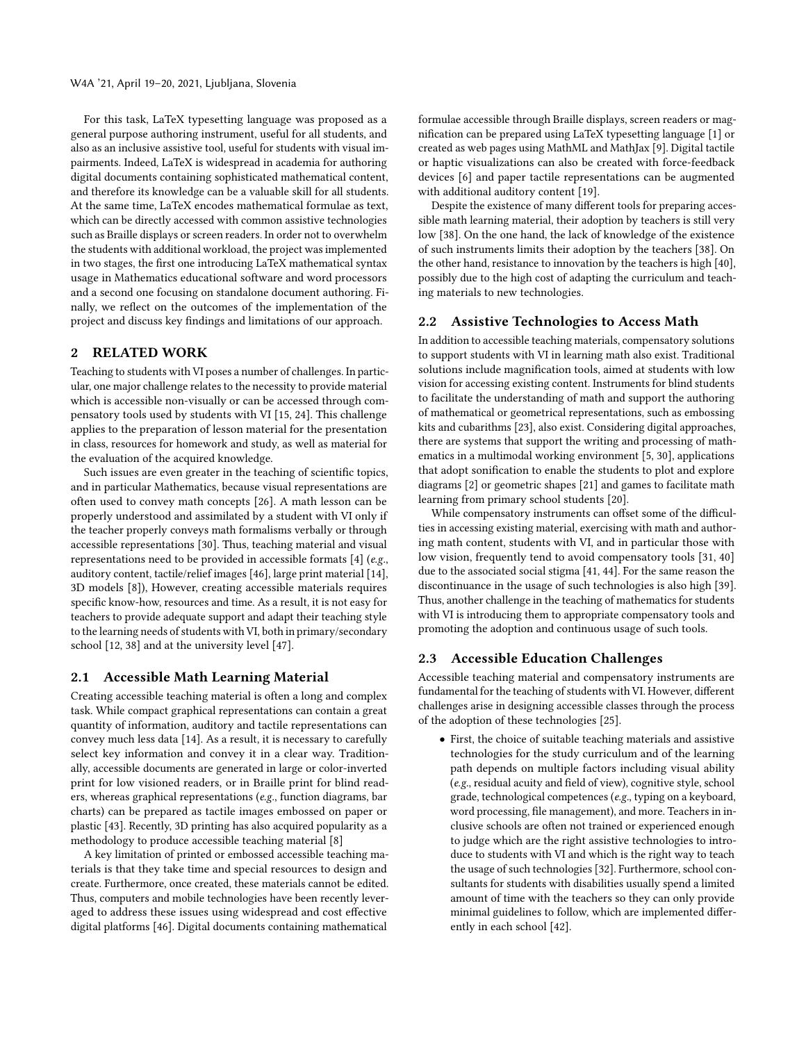For this task, LaTeX typesetting language was proposed as a general purpose authoring instrument, useful for all students, and also as an inclusive assistive tool, useful for students with visual impairments. Indeed, LaTeX is widespread in academia for authoring digital documents containing sophisticated mathematical content, and therefore its knowledge can be a valuable skill for all students. At the same time, LaTeX encodes mathematical formulae as text, which can be directly accessed with common assistive technologies such as Braille displays or screen readers. In order not to overwhelm the students with additional workload, the project was implemented in two stages, the first one introducing LaTeX mathematical syntax usage in Mathematics educational software and word processors and a second one focusing on standalone document authoring. Finally, we reflect on the outcomes of the implementation of the project and discuss key findings and limitations of our approach.

## 2 RELATED WORK

Teaching to students with VI poses a number of challenges. In particular, one major challenge relates to the necessity to provide material which is accessible non-visually or can be accessed through compensatory tools used by students with VI [15, 24]. This challenge applies to the preparation of lesson material for the presentation in class, resources for homework and study, as well as material for the evaluation of the acquired knowledge.

Such issues are even greater in the teaching of scientific topics, and in particular Mathematics, because visual representations are often used to convey math concepts [26]. A math lesson can be properly understood and assimilated by a student with VI only if the teacher properly conveys math formalisms verbally or through accessible representations [30]. Thus, teaching material and visual representations need to be provided in accessible formats [4] (*e.g.*, auditory content, tactile/relief images [46], large print material [14], 3D models [8]), However, creating accessible materials requires specific know-how, resources and time. As a result, it is not easy for teachers to provide adequate support and adapt their teaching style to the learning needs of students with VI, both in primary/secondary school [12, 38] and at the university level [47].

### 2.1 Accessible Math Learning Material

Creating accessible teaching material is often a long and complex task. While compact graphical representations can contain a great quantity of information, auditory and tactile representations can convey much less data [14]. As a result, it is necessary to carefully select key information and convey it in a clear way. Traditionally, accessible documents are generated in large or color-inverted print for low visioned readers, or in Braille print for blind readers, whereas graphical representations (*e.g.*, function diagrams, bar charts) can be prepared as tactile images embossed on paper or plastic [43]. Recently, 3D printing has also acquired popularity as a methodology to produce accessible teaching material [8]

A key limitation of printed or embossed accessible teaching materials is that they take time and special resources to design and create. Furthermore, once created, these materials cannot be edited. Thus, computers and mobile technologies have been recently leveraged to address these issues using widespread and cost effective digital platforms [46]. Digital documents containing mathematical formulae accessible through Braille displays, screen readers or magnification can be prepared using LaTeX typesetting language [1] or created as web pages using MathML and MathJax [9]. Digital tactile or haptic visualizations can also be created with force-feedback devices [6] and paper tactile representations can be augmented with additional auditory content [19].

Despite the existence of many different tools for preparing accessible math learning material, their adoption by teachers is still very low [38]. On the one hand, the lack of knowledge of the existence of such instruments limits their adoption by the teachers [38]. On the other hand, resistance to innovation by the teachers is high [40], possibly due to the high cost of adapting the curriculum and teaching materials to new technologies.

### 2.2 Assistive Technologies to Access Math

In addition to accessible teaching materials, compensatory solutions to support students with VI in learning math also exist. Traditional solutions include magnification tools, aimed at students with low vision for accessing existing content. Instruments for blind students to facilitate the understanding of math and support the authoring of mathematical or geometrical representations, such as embossing kits and cubarithms [23], also exist. Considering digital approaches, there are systems that support the writing and processing of mathematics in a multimodal working environment [5, 30], applications that adopt sonification to enable the students to plot and explore diagrams [2] or geometric shapes [21] and games to facilitate math learning from primary school students [20].

While compensatory instruments can offset some of the difficulties in accessing existing material, exercising with math and authoring math content, students with VI, and in particular those with low vision, frequently tend to avoid compensatory tools [31, 40] due to the associated social stigma [41, 44]. For the same reason the discontinuance in the usage of such technologies is also high [39]. Thus, another challenge in the teaching of mathematics for students with VI is introducing them to appropriate compensatory tools and promoting the adoption and continuous usage of such tools.

### 2.3 Accessible Education Challenges

Accessible teaching material and compensatory instruments are fundamental for the teaching of students with VI. However, different challenges arise in designing accessible classes through the process of the adoption of these technologies [25].

- First, the choice of suitable teaching materials and assistive technologies for the study curriculum and of the learning path depends on multiple factors including visual ability (*e.g.*, residual acuity and field of view), cognitive style, school grade, technological competences (*e.g.*, typing on a keyboard, word processing, file management), and more. Teachers in inclusive schools are often not trained or experienced enough to judge which are the right assistive technologies to introduce to students with VI and which is the right way to teach the usage of such technologies [32]. Furthermore, school consultants for students with disabilities usually spend a limited amount of time with the teachers so they can only provide minimal guidelines to follow, which are implemented differently in each school [42].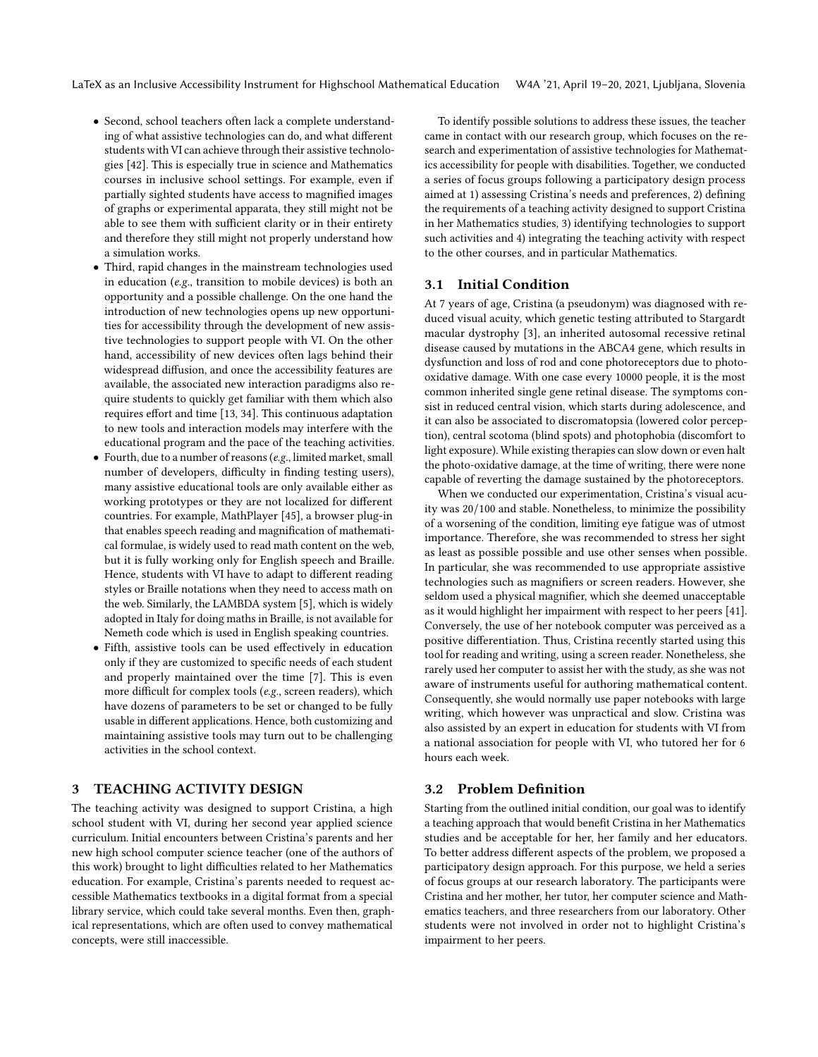- Second, school teachers often lack a complete understanding of what assistive technologies can do, and what different students with VI can achieve through their assistive technologies [42]. This is especially true in science and Mathematics courses in inclusive school settings. For example, even if partially sighted students have access to magnified images of graphs or experimental apparata, they still might not be able to see them with sufficient clarity or in their entirety and therefore they still might not properly understand how a simulation works.
- Third, rapid changes in the mainstream technologies used in education (*e.g.*, transition to mobile devices) is both an opportunity and a possible challenge. On the one hand the introduction of new technologies opens up new opportunities for accessibility through the development of new assistive technologies to support people with VI. On the other hand, accessibility of new devices often lags behind their widespread diffusion, and once the accessibility features are available, the associated new interaction paradigms also require students to quickly get familiar with them which also requires effort and time [13, 34]. This continuous adaptation to new tools and interaction models may interfere with the educational program and the pace of the teaching activities.
- Fourth, due to a number of reasons (*e.g.*, limited market, small number of developers, difficulty in finding testing users), many assistive educational tools are only available either as working prototypes or they are not localized for different countries. For example, MathPlayer [45], a browser plug-in that enables speech reading and magnification of mathematical formulae, is widely used to read math content on the web, but it is fully working only for English speech and Braille. Hence, students with VI have to adapt to different reading styles or Braille notations when they need to access math on the web. Similarly, the LAMBDA system [5], which is widely adopted in Italy for doing maths in Braille, is not available for Nemeth code which is used in English speaking countries.
- Fifth, assistive tools can be used effectively in education only if they are customized to specific needs of each student and properly maintained over the time [7]. This is even more difficult for complex tools (*e.g.*, screen readers), which have dozens of parameters to be set or changed to be fully usable in different applications. Hence, both customizing and maintaining assistive tools may turn out to be challenging activities in the school context.

# 3 TEACHING ACTIVITY DESIGN

The teaching activity was designed to support Cristina, a high school student with VI, during her second year applied science curriculum. Initial encounters between Cristina's parents and her new high school computer science teacher (one of the authors of this work) brought to light difficulties related to her Mathematics education. For example, Cristina's parents needed to request accessible Mathematics textbooks in a digital format from a special library service, which could take several months. Even then, graphical representations, which are often used to convey mathematical concepts, were still inaccessible.

To identify possible solutions to address these issues, the teacher came in contact with our research group, which focuses on the research and experimentation of assistive technologies for Mathematics accessibility for people with disabilities. Together, we conducted a series of focus groups following a participatory design process aimed at 1) assessing Cristina's needs and preferences, 2) defining the requirements of a teaching activity designed to support Cristina in her Mathematics studies, 3) identifying technologies to support such activities and 4) integrating the teaching activity with respect to the other courses, and in particular Mathematics.

## 3.1 Initial Condition

At 7 years of age, Cristina (a pseudonym) was diagnosed with reduced visual acuity, which genetic testing attributed to Stargardt macular dystrophy [3], an inherited autosomal recessive retinal disease caused by mutations in the ABCA4 gene, which results in dysfunction and loss of rod and cone photoreceptors due to photo-oxidative damage. With one case every 10000 people, it is the most common inherited single gene retinal disease. The symptoms consist in reduced central vision, which starts during adolescence, and it can also be associated to discromatopsia (lowered color perception), central scotoma (blind spots) and photophobia (discomfort to light exposure). While existing therapies can slow down or even halt the photo-oxidative damage, at the time of writing, there were none capable of reverting the damage sustained by the photoreceptors.

When we conducted our experimentation, Cristina's visual acuity was 20/100 and stable. Nonetheless, to minimize the possibility of a worsening of the condition, limiting eye fatigue was of utmost importance. Therefore, she was recommended to stress her sight as least as possible possible and use other senses when possible. In particular, she was recommended to use appropriate assistive technologies such as magnifiers or screen readers. However, she seldom used a physical magnifier, which she deemed unacceptable as it would highlight her impairment with respect to her peers [41]. Conversely, the use of her notebook computer was perceived as a positive differentiation. Thus, Cristina recently started using this tool for reading and writing, using a screen reader. Nonetheless, she rarely used her computer to assist her with the study, as she was not aware of instruments useful for authoring mathematical content. Consequently, she would normally use paper notebooks with large writing, which however was unpractical and slow. Cristina was also assisted by an expert in education for students with VI from a national association for people with VI, who tutored her for 6 hours each week.

## 3.2 Problem Definition

Starting from the outlined initial condition, our goal was to identify a teaching approach that would benefit Cristina in her Mathematics studies and be acceptable for her, her family and her educators. To better address different aspects of the problem, we proposed a participatory design approach. For this purpose, we held a series of focus groups at our research laboratory. The participants were Cristina and her mother, her tutor, her computer science and Mathematics teachers, and three researchers from our laboratory. Other students were not involved in order not to highlight Cristina's impairment to her peers.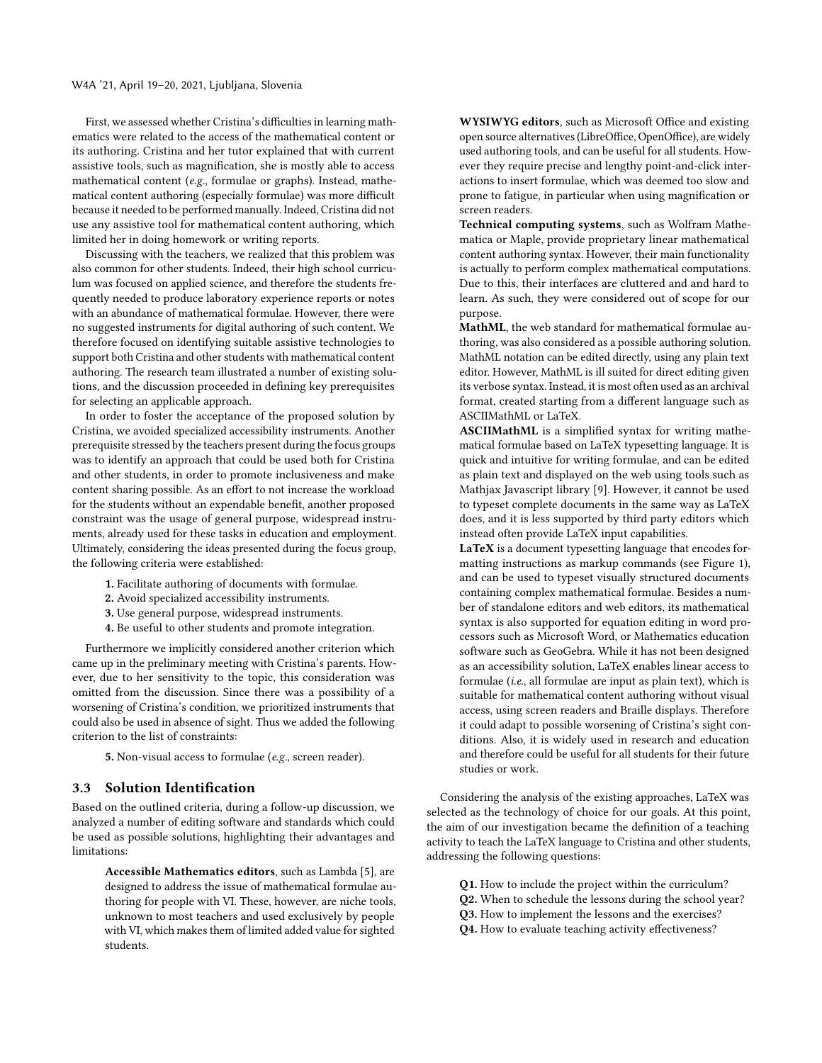First, we assessed whether Cristina's difficulties in learning mathematics were related to the access of the mathematical content or its authoring. Cristina and her tutor explained that with current assistive tools, such as magnification, she is mostly able to access mathematical content (*e.g.*, formulae or graphs). Instead, mathematical content authoring (especially formulae) was more difficult because it needed to be performed manually. Indeed, Cristina did not use any assistive tool for mathematical content authoring, which limited her in doing homework or writing reports.

Discussing with the teachers, we realized that this problem was also common for other students. Indeed, their high school curriculum was focused on applied science, and therefore the students frequently needed to produce laboratory experience reports or notes with an abundance of mathematical formulae. However, there were no suggested instruments for digital authoring of such content. We therefore focused on identifying suitable assistive technologies to support both Cristina and other students with mathematical content authoring. The research team illustrated a number of existing solutions, and the discussion proceeded in defining key prerequisites for selecting an applicable approach.

In order to foster the acceptance of the proposed solution by Cristina, we avoided specialized accessibility instruments. Another prerequisite stressed by the teachers present during the focus groups was to identify an approach that could be used both for Cristina and other students, in order to promote inclusiveness and make content sharing possible. As an effort to not increase the workload for the students without an expendable benefit, another proposed constraint was the usage of general purpose, widespread instruments, already used for these tasks in education and employment. Ultimately, considering the ideas presented during the focus group, the following criteria were established:

**1.** Facilitate authoring of documents with formulae.
**2.** Avoid specialized accessibility instruments.
**3.** Use general purpose, widespread instruments.
**4.** Be useful to other students and promote integration.

Furthermore we implicitly considered another criterion which came up in the preliminary meeting with Cristina's parents. However, due to her sensitivity to the topic, this consideration was omitted from the discussion. Since there was a possibility of a worsening of Cristina's condition, we prioritized instruments that could also be used in absence of sight. Thus we added the following criterion to the list of constraints:

**5.** Non-visual access to formulae (*e.g.*, screen reader).

### 3.3 Solution Identification

Based on the outlined criteria, during a follow-up discussion, we analyzed a number of editing software and standards which could be used as possible solutions, highlighting their advantages and limitations:

**Accessible Mathematics editors**, such as Lambda [5], are designed to address the issue of mathematical formulae authoring for people with VI. These, however, are niche tools, unknown to most teachers and used exclusively by people with VI, which makes them of limited added value for sighted students.

**WYSIWYG editors**, such as Microsoft Office and existing open source alternatives (LibreOffice, OpenOffice), are widely used authoring tools, and can be useful for all students. However they require precise and lengthy point-and-click interactions to insert formulae, which was deemed too slow and prone to fatigue, in particular when using magnification or screen readers.

**Technical computing systems**, such as Wolfram Mathematica or Maple, provide proprietary linear mathematical content authoring syntax. However, their main functionality is actually to perform complex mathematical computations. Due to this, their interfaces are cluttered and and hard to learn. As such, they were considered out of scope for our purpose.

**MathML**, the web standard for mathematical formulae authoring, was also considered as a possible authoring solution. MathML notation can be edited directly, using any plain text editor. However, MathML is ill suited for direct editing given its verbose syntax. Instead, it is most often used as an archival format, created starting from a different language such as ASCIIMathML or LaTeX.

**ASCIIMathML** is a simplified syntax for writing mathematical formulae based on LaTeX typesetting language. It is quick and intuitive for writing formulae, and can be edited as plain text and displayed on the web using tools such as Mathjax Javascript library [9]. However, it cannot be used to typeset complete documents in the same way as LaTeX does, and it is less supported by third party editors which instead often provide LaTeX input capabilities.

**LaTeX** is a document typesetting language that encodes formatting instructions as markup commands (see Figure 1), and can be used to typeset visually structured documents containing complex mathematical formulae. Besides a number of standalone editors and web editors, its mathematical syntax is also supported for equation editing in word processors such as Microsoft Word, or Mathematics education software such as GeoGebra. While it has not been designed as an accessibility solution, LaTeX enables linear access to formulae (*i.e.*, all formulae are input as plain text), which is suitable for mathematical content authoring without visual access, using screen readers and Braille displays. Therefore it could adapt to possible worsening of Cristina's sight conditions. Also, it is widely used in research and education and therefore could be useful for all students for their future studies or work.

Considering the analysis of the existing approaches, LaTeX was selected as the technology of choice for our goals. At this point, the aim of our investigation became the definition of a teaching activity to teach the LaTeX language to Cristina and other students, addressing the following questions:

**Q1.** How to include the project within the curriculum?
**Q2.** When to schedule the lessons during the school year?
**Q3.** How to implement the lessons and the exercises?
**Q4.** How to evaluate teaching activity effectiveness?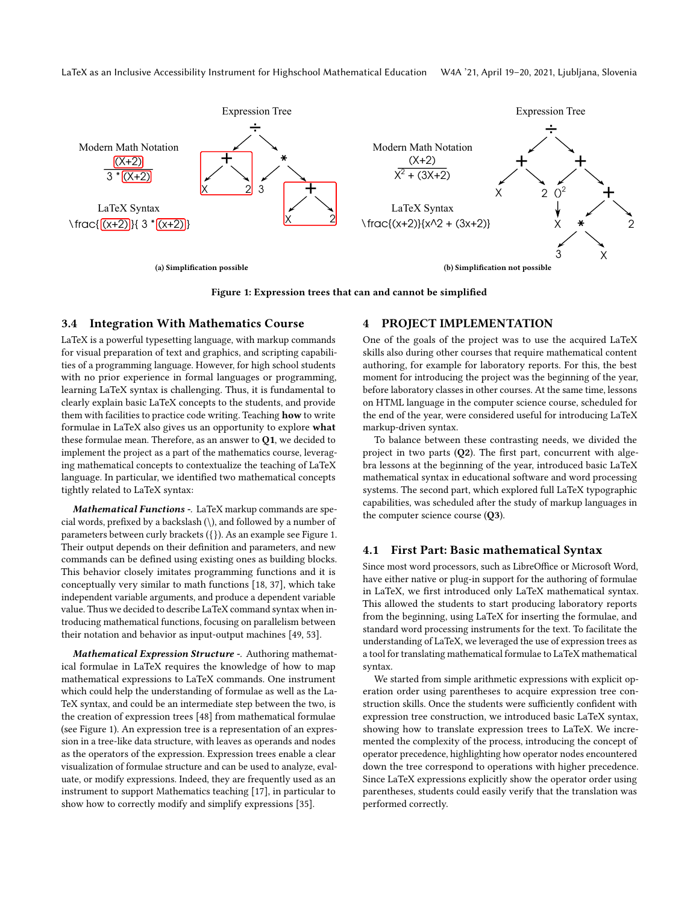(a) Simplification possible

(b) Simplification not possible

**Figure 1: Expression trees that can and cannot be simplified**

### 3.4 Integration With Mathematics Course

LaTeX is a powerful typesetting language, with markup commands for visual preparation of text and graphics, and scripting capabilities of a programming language. However, for high school students with no prior experience in formal languages or programming, learning LaTeX syntax is challenging. Thus, it is fundamental to clearly explain basic LaTeX concepts to the students, and provide them with facilities to practice code writing. Teaching **how** to write formulae in LaTeX also gives us an opportunity to explore **what** these formulae mean. Therefore, as an answer to **Q1**, we decided to implement the project as a part of the mathematics course, leveraging mathematical concepts to contextualize the teaching of LaTeX language. In particular, we identified two mathematical concepts tightly related to LaTeX syntax:

***Mathematical Functions -.*** LaTeX markup commands are special words, prefixed by a backslash (\), and followed by a number of parameters between curly brackets ({}). As an example see Figure 1. Their output depends on their definition and parameters, and new commands can be defined using existing ones as building blocks. This behavior closely imitates programming functions and it is conceptually very similar to math functions [18, 37], which take independent variable arguments, and produce a dependent variable value. Thus we decided to describe LaTeX command syntax when introducing mathematical functions, focusing on parallelism between their notation and behavior as input-output machines [49, 53].

***Mathematical Expression Structure -.*** Authoring mathematical formulae in LaTeX requires the knowledge of how to map mathematical expressions to LaTeX commands. One instrument which could help the understanding of formulae as well as the LaTeX syntax, and could be an intermediate step between the two, is the creation of expression trees [48] from mathematical formulae (see Figure 1). An expression tree is a representation of an expression in a tree-like data structure, with leaves as operands and nodes as the operators of the expression. Expression trees enable a clear visualization of formulae structure and can be used to analyze, evaluate, or modify expressions. Indeed, they are frequently used as an instrument to support Mathematics teaching [17], in particular to show how to correctly modify and simplify expressions [35].

## 4 PROJECT IMPLEMENTATION

One of the goals of the project was to use the acquired LaTeX skills also during other courses that require mathematical content authoring, for example for laboratory reports. For this, the best moment for introducing the project was the beginning of the year, before laboratory classes in other courses. At the same time, lessons on HTML language in the computer science course, scheduled for the end of the year, were considered useful for introducing LaTeX markup-driven syntax.

To balance between these contrasting needs, we divided the project in two parts (**Q2**). The first part, concurrent with algebra lessons at the beginning of the year, introduced basic LaTeX mathematical syntax in educational software and word processing systems. The second part, which explored full LaTeX typographic capabilities, was scheduled after the study of markup languages in the computer science course (**Q3**).

### 4.1 First Part: Basic mathematical Syntax

Since most word processors, such as LibreOffice or Microsoft Word, have either native or plug-in support for the authoring of formulae in LaTeX, we first introduced only LaTeX mathematical syntax. This allowed the students to start producing laboratory reports from the beginning, using LaTeX for inserting the formulae, and standard word processing instruments for the text. To facilitate the understanding of LaTeX, we leveraged the use of expression trees as a tool for translating mathematical formulae to LaTeX mathematical syntax.

We started from simple arithmetic expressions with explicit operation order using parentheses to acquire expression tree construction skills. Once the students were sufficiently confident with expression tree construction, we introduced basic LaTeX syntax, showing how to translate expression trees to LaTeX. We incremented the complexity of the process, introducing the concept of operator precedence, highlighting how operator nodes encountered down the tree correspond to operations with higher precedence. Since LaTeX expressions explicitly show the operator order using parentheses, students could easily verify that the translation was performed correctly.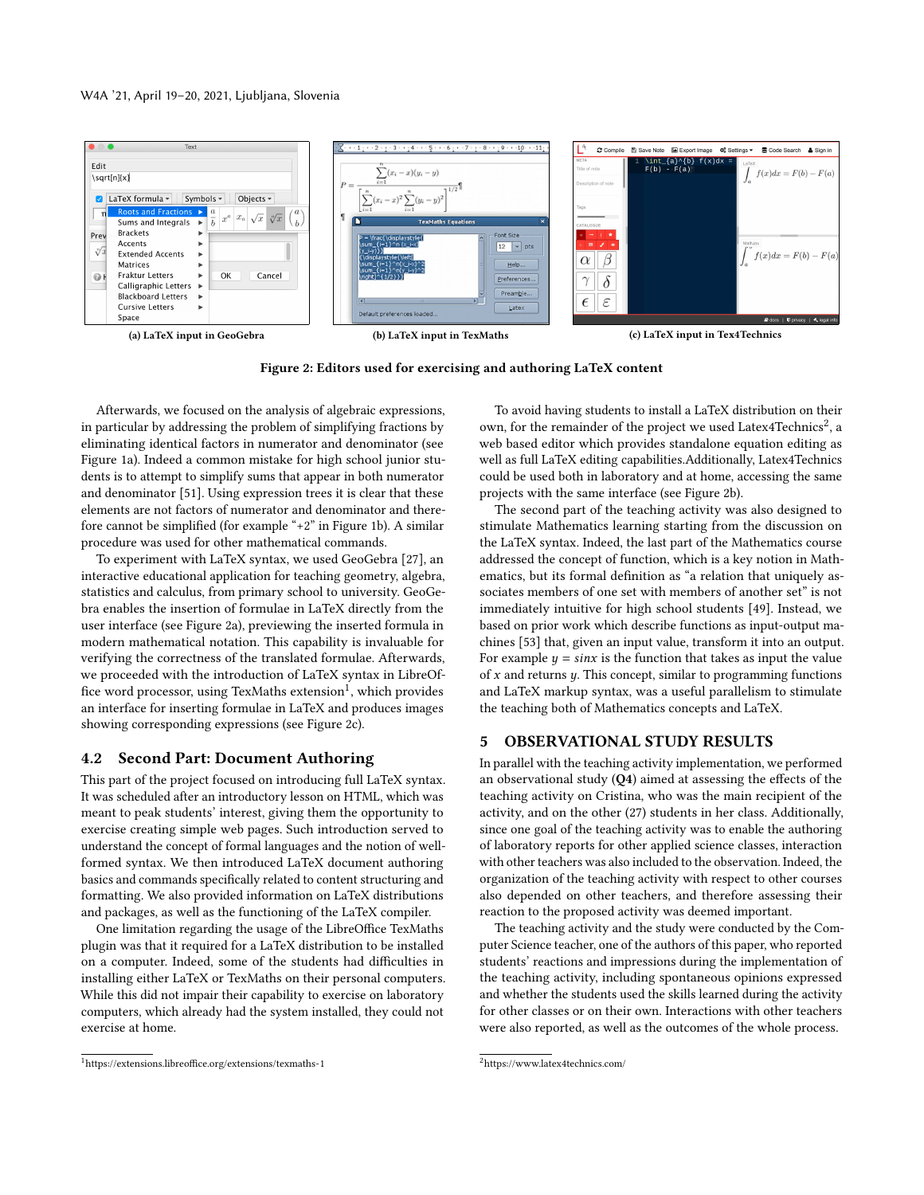(a) LaTeX input in GeoGebra

(b) LaTeX input in TexMaths

(c) LaTeX input in Tex4Technics

**Figure 2: Editors used for exercising and authoring LaTeX content**

Afterwards, we focused on the analysis of algebraic expressions, in particular by addressing the problem of simplifying fractions by eliminating identical factors in numerator and denominator (see Figure 1a). Indeed a common mistake for high school junior students is to attempt to simplify sums that appear in both numerator and denominator [51]. Using expression trees it is clear that these elements are not factors of numerator and denominator and therefore cannot be simplified (for example "+2" in Figure 1b). A similar procedure was used for other mathematical commands.

To experiment with LaTeX syntax, we used GeoGebra [27], an interactive educational application for teaching geometry, algebra, statistics and calculus, from primary school to university. GeoGebra enables the insertion of formulae in LaTeX directly from the user interface (see Figure 2a), previewing the inserted formula in modern mathematical notation. This capability is invaluable for verifying the correctness of the translated formulae. Afterwards, we proceeded with the introduction of LaTeX syntax in LibreOffice word processor, using TexMaths extension[1], which provides an interface for inserting formulae in LaTeX and produces images showing corresponding expressions (see Figure 2c).

## 4.2 Second Part: Document Authoring

This part of the project focused on introducing full LaTeX syntax. It was scheduled after an introductory lesson on HTML, which was meant to peak students' interest, giving them the opportunity to exercise creating simple web pages. Such introduction served to understand the concept of formal languages and the notion of well-formed syntax. We then introduced LaTeX document authoring basics and commands specifically related to content structuring and formatting. We also provided information on LaTeX distributions and packages, as well as the functioning of the LaTeX compiler.

One limitation regarding the usage of the LibreOffice TexMaths plugin was that it required for a LaTeX distribution to be installed on a computer. Indeed, some of the students had difficulties in installing either LaTeX or TexMaths on their personal computers. While this did not impair their capability to exercise on laboratory computers, which already had the system installed, they could not exercise at home.

To avoid having students to install a LaTeX distribution on their own, for the remainder of the project we used Latex4Technics[2], a web based editor which provides standalone equation editing as well as full LaTeX editing capabilities.Additionally, Latex4Technics could be used both in laboratory and at home, accessing the same projects with the same interface (see Figure 2b).

The second part of the teaching activity was also designed to stimulate Mathematics learning starting from the discussion on the LaTeX syntax. Indeed, the last part of the Mathematics course addressed the concept of function, which is a key notion in Mathematics, but its formal definition as "a relation that uniquely associates members of one set with members of another set" is not immediately intuitive for high school students [49]. Instead, we based on prior work which describe functions as input-output machines [53] that, given an input value, transform it into an output. For example $y = sinx$ is the function that takes as input the value of $x$ and returns $y$. This concept, similar to programming functions and LaTeX markup syntax, was a useful parallelism to stimulate the teaching both of Mathematics concepts and LaTeX.

## 5 OBSERVATIONAL STUDY RESULTS

In parallel with the teaching activity implementation, we performed an observational study (**Q4**) aimed at assessing the effects of the teaching activity on Cristina, who was the main recipient of the activity, and on the other (27) students in her class. Additionally, since one goal of the teaching activity was to enable the authoring of laboratory reports for other applied science classes, interaction with other teachers was also included to the observation. Indeed, the organization of the teaching activity with respect to other courses also depended on other teachers, and therefore assessing their reaction to the proposed activity was deemed important.

The teaching activity and the study were conducted by the Computer Science teacher, one of the authors of this paper, who reported students' reactions and impressions during the implementation of the teaching activity, including spontaneous opinions expressed and whether the students used the skills learned during the activity for other classes or on their own. Interactions with other teachers were also reported, as well as the outcomes of the whole process.

[1] https://extensions.libreoffice.org/extensions/texmaths-1

[2] https://www.latex4technics.com/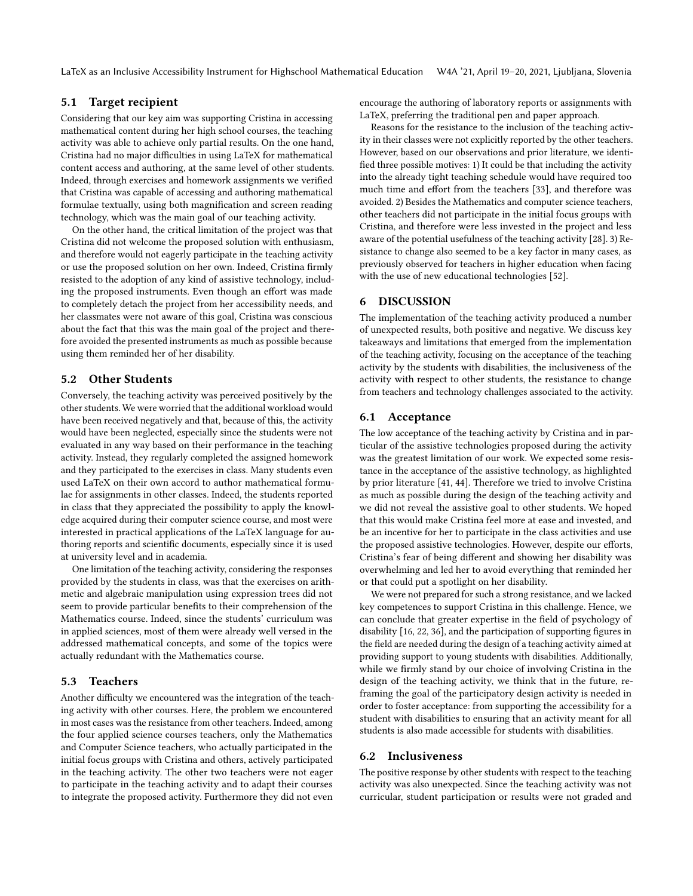### 5.1 Target recipient

Considering that our key aim was supporting Cristina in accessing mathematical content during her high school courses, the teaching activity was able to achieve only partial results. On the one hand, Cristina had no major difficulties in using LaTeX for mathematical content access and authoring, at the same level of other students. Indeed, through exercises and homework assignments we verified that Cristina was capable of accessing and authoring mathematical formulae textually, using both magnification and screen reading technology, which was the main goal of our teaching activity.

On the other hand, the critical limitation of the project was that Cristina did not welcome the proposed solution with enthusiasm, and therefore would not eagerly participate in the teaching activity or use the proposed solution on her own. Indeed, Cristina firmly resisted to the adoption of any kind of assistive technology, including the proposed instruments. Even though an effort was made to completely detach the project from her accessibility needs, and her classmates were not aware of this goal, Cristina was conscious about the fact that this was the main goal of the project and therefore avoided the presented instruments as much as possible because using them reminded her of her disability.

### 5.2 Other Students

Conversely, the teaching activity was perceived positively by the other students. We were worried that the additional workload would have been received negatively and that, because of this, the activity would have been neglected, especially since the students were not evaluated in any way based on their performance in the teaching activity. Instead, they regularly completed the assigned homework and they participated to the exercises in class. Many students even used LaTeX on their own accord to author mathematical formulae for assignments in other classes. Indeed, the students reported in class that they appreciated the possibility to apply the knowledge acquired during their computer science course, and most were interested in practical applications of the LaTeX language for authoring reports and scientific documents, especially since it is used at university level and in academia.

One limitation of the teaching activity, considering the responses provided by the students in class, was that the exercises on arithmetic and algebraic manipulation using expression trees did not seem to provide particular benefits to their comprehension of the Mathematics course. Indeed, since the students' curriculum was in applied sciences, most of them were already well versed in the addressed mathematical concepts, and some of the topics were actually redundant with the Mathematics course.

### 5.3 Teachers

Another difficulty we encountered was the integration of the teaching activity with other courses. Here, the problem we encountered in most cases was the resistance from other teachers. Indeed, among the four applied science courses teachers, only the Mathematics and Computer Science teachers, who actually participated in the initial focus groups with Cristina and others, actively participated in the teaching activity. The other two teachers were not eager to participate in the teaching activity and to adapt their courses to integrate the proposed activity. Furthermore they did not even encourage the authoring of laboratory reports or assignments with LaTeX, preferring the traditional pen and paper approach.

Reasons for the resistance to the inclusion of the teaching activity in their classes were not explicitly reported by the other teachers. However, based on our observations and prior literature, we identified three possible motives: 1) It could be that including the activity into the already tight teaching schedule would have required too much time and effort from the teachers [33], and therefore was avoided. 2) Besides the Mathematics and computer science teachers, other teachers did not participate in the initial focus groups with Cristina, and therefore were less invested in the project and less aware of the potential usefulness of the teaching activity [28]. 3) Resistance to change also seemed to be a key factor in many cases, as previously observed for teachers in higher education when facing with the use of new educational technologies [52].

## 6 DISCUSSION

The implementation of the teaching activity produced a number of unexpected results, both positive and negative. We discuss key takeaways and limitations that emerged from the implementation of the teaching activity, focusing on the acceptance of the teaching activity by the students with disabilities, the inclusiveness of the activity with respect to other students, the resistance to change from teachers and technology challenges associated to the activity.

### 6.1 Acceptance

The low acceptance of the teaching activity by Cristina and in particular of the assistive technologies proposed during the activity was the greatest limitation of our work. We expected some resistance in the acceptance of the assistive technology, as highlighted by prior literature [41, 44]. Therefore we tried to involve Cristina as much as possible during the design of the teaching activity and we did not reveal the assistive goal to other students. We hoped that this would make Cristina feel more at ease and invested, and be an incentive for her to participate in the class activities and use the proposed assistive technologies. However, despite our efforts, Cristina's fear of being different and showing her disability was overwhelming and led her to avoid everything that reminded her or that could put a spotlight on her disability.

We were not prepared for such a strong resistance, and we lacked key competences to support Cristina in this challenge. Hence, we can conclude that greater expertise in the field of psychology of disability [16, 22, 36], and the participation of supporting figures in the field are needed during the design of a teaching activity aimed at providing support to young students with disabilities. Additionally, while we firmly stand by our choice of involving Cristina in the design of the teaching activity, we think that in the future, reframing the goal of the participatory design activity is needed in order to foster acceptance: from supporting the accessibility for a student with disabilities to ensuring that an activity meant for all students is also made accessible for students with disabilities.

### 6.2 Inclusiveness

The positive response by other students with respect to the teaching activity was also unexpected. Since the teaching activity was not curricular, student participation or results were not graded and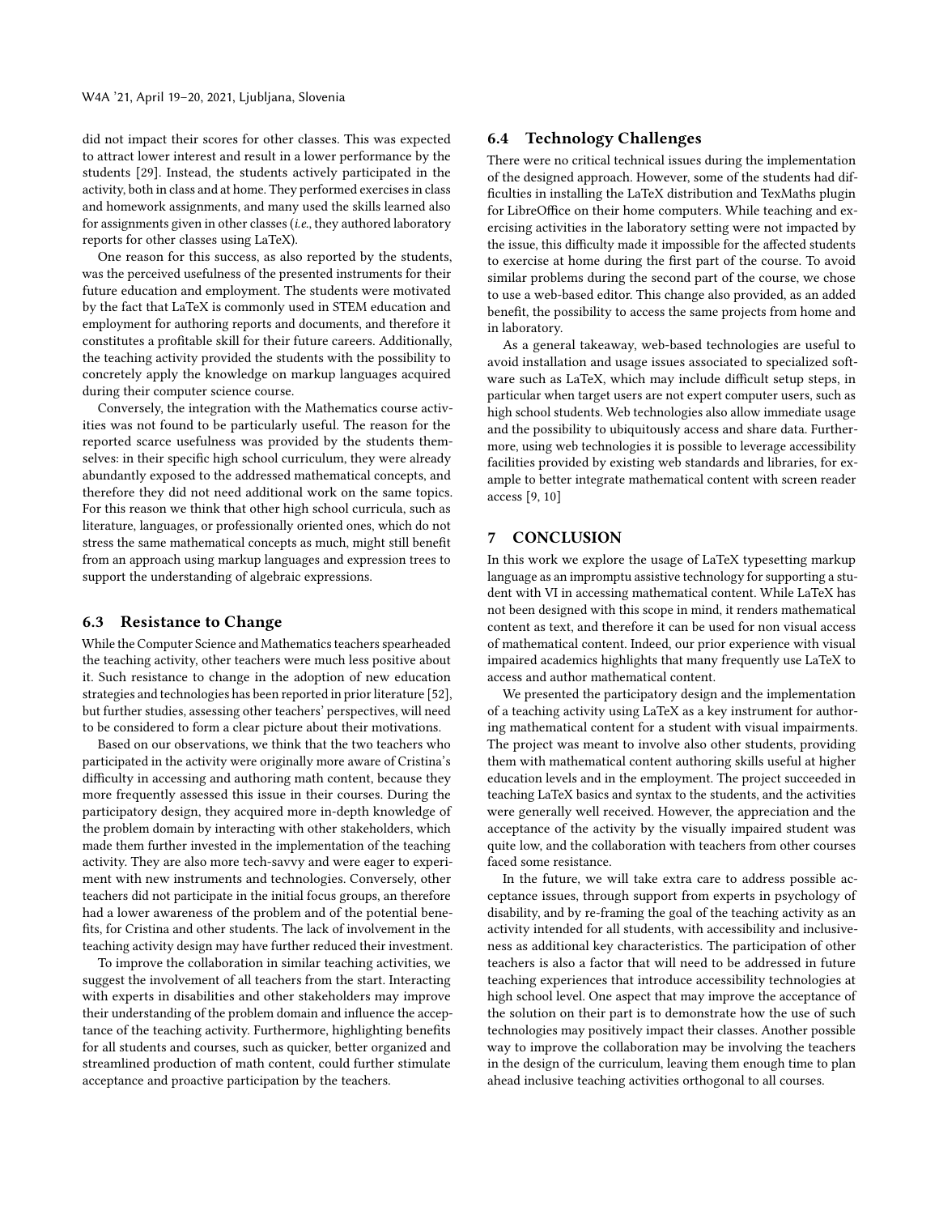did not impact their scores for other classes. This was expected to attract lower interest and result in a lower performance by the students [29]. Instead, the students actively participated in the activity, both in class and at home. They performed exercises in class and homework assignments, and many used the skills learned also for assignments given in other classes (*i.e.*, they authored laboratory reports for other classes using LaTeX).

One reason for this success, as also reported by the students, was the perceived usefulness of the presented instruments for their future education and employment. The students were motivated by the fact that LaTeX is commonly used in STEM education and employment for authoring reports and documents, and therefore it constitutes a profitable skill for their future careers. Additionally, the teaching activity provided the students with the possibility to concretely apply the knowledge on markup languages acquired during their computer science course.

Conversely, the integration with the Mathematics course activities was not found to be particularly useful. The reason for the reported scarce usefulness was provided by the students themselves: in their specific high school curriculum, they were already abundantly exposed to the addressed mathematical concepts, and therefore they did not need additional work on the same topics. For this reason we think that other high school curricula, such as literature, languages, or professionally oriented ones, which do not stress the same mathematical concepts as much, might still benefit from an approach using markup languages and expression trees to support the understanding of algebraic expressions.

### 6.3 Resistance to Change

While the Computer Science and Mathematics teachers spearheaded the teaching activity, other teachers were much less positive about it. Such resistance to change in the adoption of new education strategies and technologies has been reported in prior literature [52], but further studies, assessing other teachers' perspectives, will need to be considered to form a clear picture about their motivations.

Based on our observations, we think that the two teachers who participated in the activity were originally more aware of Cristina's difficulty in accessing and authoring math content, because they more frequently assessed this issue in their courses. During the participatory design, they acquired more in-depth knowledge of the problem domain by interacting with other stakeholders, which made them further invested in the implementation of the teaching activity. They are also more tech-savvy and were eager to experiment with new instruments and technologies. Conversely, other teachers did not participate in the initial focus groups, an therefore had a lower awareness of the problem and of the potential benefits, for Cristina and other students. The lack of involvement in the teaching activity design may have further reduced their investment.

To improve the collaboration in similar teaching activities, we suggest the involvement of all teachers from the start. Interacting with experts in disabilities and other stakeholders may improve their understanding of the problem domain and influence the acceptance of the teaching activity. Furthermore, highlighting benefits for all students and courses, such as quicker, better organized and streamlined production of math content, could further stimulate acceptance and proactive participation by the teachers.

### 6.4 Technology Challenges

There were no critical technical issues during the implementation of the designed approach. However, some of the students had difficulties in installing the LaTeX distribution and TexMaths plugin for LibreOffice on their home computers. While teaching and exercising activities in the laboratory setting were not impacted by the issue, this difficulty made it impossible for the affected students to exercise at home during the first part of the course. To avoid similar problems during the second part of the course, we chose to use a web-based editor. This change also provided, as an added benefit, the possibility to access the same projects from home and in laboratory.

As a general takeaway, web-based technologies are useful to avoid installation and usage issues associated to specialized software such as LaTeX, which may include difficult setup steps, in particular when target users are not expert computer users, such as high school students. Web technologies also allow immediate usage and the possibility to ubiquitously access and share data. Furthermore, using web technologies it is possible to leverage accessibility facilities provided by existing web standards and libraries, for example to better integrate mathematical content with screen reader access [9, 10]

## 7 CONCLUSION

In this work we explore the usage of LaTeX typesetting markup language as an impromptu assistive technology for supporting a student with VI in accessing mathematical content. While LaTeX has not been designed with this scope in mind, it renders mathematical content as text, and therefore it can be used for non visual access of mathematical content. Indeed, our prior experience with visual impaired academics highlights that many frequently use LaTeX to access and author mathematical content.

We presented the participatory design and the implementation of a teaching activity using LaTeX as a key instrument for authoring mathematical content for a student with visual impairments. The project was meant to involve also other students, providing them with mathematical content authoring skills useful at higher education levels and in the employment. The project succeeded in teaching LaTeX basics and syntax to the students, and the activities were generally well received. However, the appreciation and the acceptance of the activity by the visually impaired student was quite low, and the collaboration with teachers from other courses faced some resistance.

In the future, we will take extra care to address possible acceptance issues, through support from experts in psychology of disability, and by re-framing the goal of the teaching activity as an activity intended for all students, with accessibility and inclusiveness as additional key characteristics. The participation of other teachers is also a factor that will need to be addressed in future teaching experiences that introduce accessibility technologies at high school level. One aspect that may improve the acceptance of the solution on their part is to demonstrate how the use of such technologies may positively impact their classes. Another possible way to improve the collaboration may be involving the teachers in the design of the curriculum, leaving them enough time to plan ahead inclusive teaching activities orthogonal to all courses.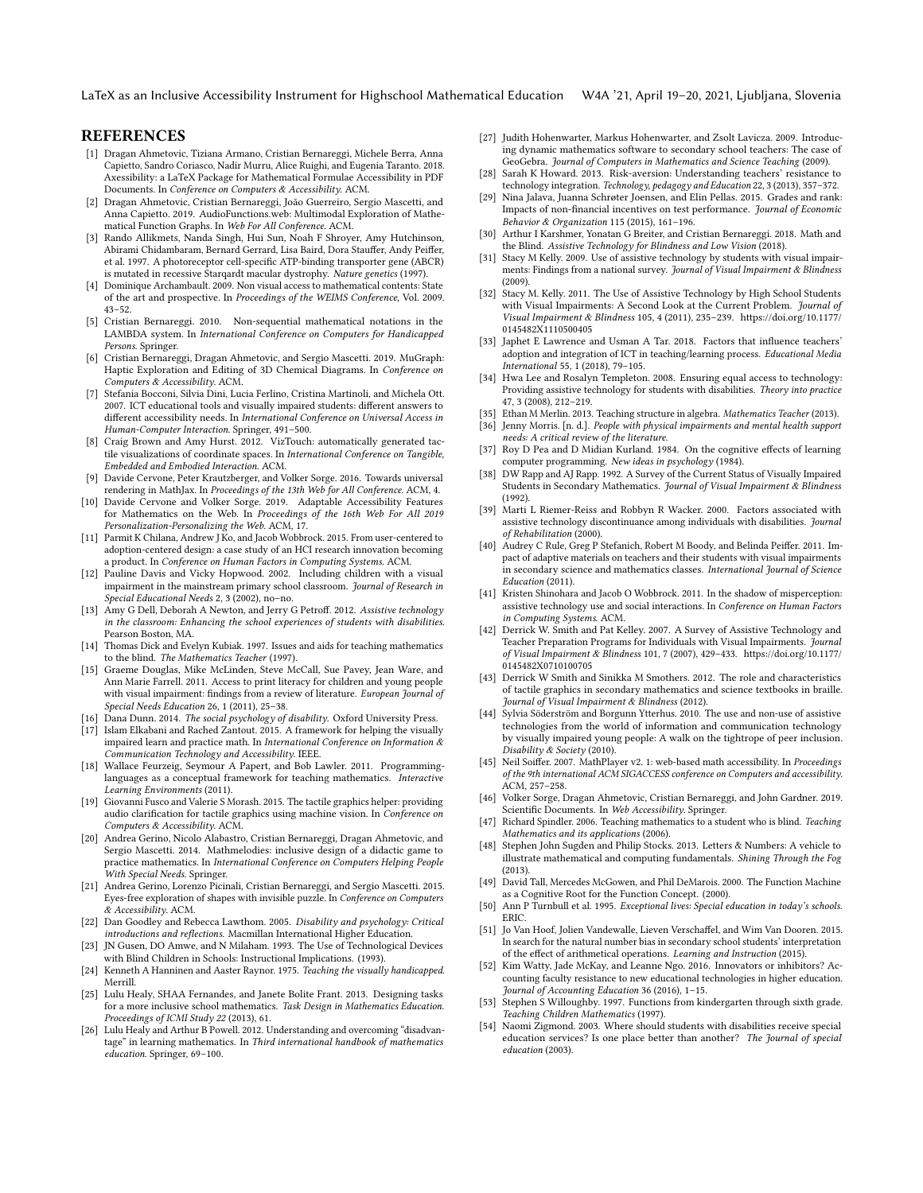## REFERENCES

[1] Dragan Ahmetovic, Tiziana Armano, Cristian Bernareggi, Michele Berra, Anna Capietto, Sandro Coriasco, Nadir Murru, Alice Ruighi, and Eugenia Taranto. 2018. Axessibility: a LaTeX Package for Mathematical Formulae Accessibility in PDF Documents. In *Conference on Computers & Accessibility*. ACM.

[2] Dragan Ahmetovic, Cristian Bernareggi, João Guerreiro, Sergio Mascetti, and Anna Capietto. 2019. AudioFunctions.web: Multimodal Exploration of Mathematical Function Graphs. In *Web For All Conference*. ACM.

[3] Rando Allikmets, Nanda Singh, Hui Sun, Noah F Shroyer, Amy Hutchinson, Abirami Chidambaram, Bernard Gerrard, Lisa Baird, Dora Stauffer, Andy Peiffer, et al. 1997. A photoreceptor cell-specific ATP-binding transporter gene (ABCR) is mutated in recessive Starqardt macular dystrophy. *Nature genetics* (1997).

[4] Dominique Archambault. 2009. Non visual access to mathematical contents: State of the art and prospective. In *Proceedings of the WEIMS Conference*, Vol. 2009. 43–52.

[5] Cristian Bernareggi. 2010. Non-sequential mathematical notations in the LAMBDA system. In *International Conference on Computers for Handicapped Persons*. Springer.

[6] Cristian Bernareggi, Dragan Ahmetovic, and Sergio Mascetti. 2019. MuGraph: Haptic Exploration and Editing of 3D Chemical Diagrams. In *Conference on Computers & Accessibility*. ACM.

[7] Stefania Bocconi, Silvia Dini, Lucia Ferlino, Cristina Martinoli, and Michela Ott. 2007. ICT educational tools and visually impaired students: different answers to different accessibility needs. In *International Conference on Universal Access in Human-Computer Interaction*. Springer, 491–500.

[8] Craig Brown and Amy Hurst. 2012. VizTouch: automatically generated tactile visualizations of coordinate spaces. In *International Conference on Tangible, Embedded and Embodied Interaction*. ACM.

[9] Davide Cervone, Peter Krautzberger, and Volker Sorge. 2016. Towards universal rendering in MathJax. In *Proceedings of the 13th Web for All Conference*. ACM, 4.

[10] Davide Cervone and Volker Sorge. 2019. Adaptable Accessibility Features for Mathematics on the Web. In *Proceedings of the 16th Web For All 2019 Personalization-Personalizing the Web*. ACM, 17.

[11] Parmit K Chilana, Andrew J Ko, and Jacob Wobbrock. 2015. From user-centered to adoption-centered design: a case study of an HCI research innovation becoming a product. In *Conference on Human Factors in Computing Systems*. ACM.

[12] Pauline Davis and Vicky Hopwood. 2002. Including children with a visual impairment in the mainstream primary school classroom. *Journal of Research in Special Educational Needs* 2, 3 (2002), no–no.

[13] Amy G Dell, Deborah A Newton, and Jerry G Petroff. 2012. *Assistive technology in the classroom: Enhancing the school experiences of students with disabilities*. Pearson Boston, MA.

[14] Thomas Dick and Evelyn Kubiak. 1997. Issues and aids for teaching mathematics to the blind. *The Mathematics Teacher* (1997).

[15] Graeme Douglas, Mike McLinden, Steve McCall, Sue Pavey, Jean Ware, and Ann Marie Farrell. 2011. Access to print literacy for children and young people with visual impairment: findings from a review of literature. *European Journal of Special Needs Education* 26, 1 (2011), 25–38.

[16] Dana Dunn. 2014. *The social psychology of disability*. Oxford University Press.

[17] Islam Elkabani and Rached Zantout. 2015. A framework for helping the visually impaired learn and practice math. In *International Conference on Information & Communication Technology and Accessibility*. IEEE.

[18] Wallace Feurzeig, Seymour A Papert, and Bob Lawler. 2011. Programming-languages as a conceptual framework for teaching mathematics. *Interactive Learning Environments* (2011).

[19] Giovanni Fusco and Valerie S Morash. 2015. The tactile graphics helper: providing audio clarification for tactile graphics using machine vision. In *Conference on Computers & Accessibility*. ACM.

[20] Andrea Gerino, Nicolo Alabastro, Cristian Bernareggi, Dragan Ahmetovic, and Sergio Mascetti. 2014. Mathmelodies: inclusive design of a didactic game to practice mathematics. In *International Conference on Computers Helping People With Special Needs*. Springer.

[21] Andrea Gerino, Lorenzo Picinali, Cristian Bernareggi, and Sergio Mascetti. 2015. Eyes-free exploration of shapes with invisible puzzle. In *Conference on Computers & Accessibility*. ACM.

[22] Dan Goodley and Rebecca Lawthom. 2005. *Disability and psychology: Critical introductions and reflections*. Macmillan International Higher Education.

[23] JN Gusen, DO Amwe, and N Milaham. 1993. The Use of Technological Devices with Blind Children in Schools: Instructional Implications. (1993).

[24] Kenneth A Hanninen and Aaster Raynor. 1975. *Teaching the visually handicapped*. Merrill.

[25] Lulu Healy, SHAA Fernandes, and Janete Bolite Frant. 2013. Designing tasks for a more inclusive school mathematics. *Task Design in Mathematics Education. Proceedings of ICMI Study 22* (2013), 61.

[26] Lulu Healy and Arthur B Powell. 2012. Understanding and overcoming "disadvantage" in learning mathematics. In *Third international handbook of mathematics education*. Springer, 69–100.

[27] Judith Hohenwarter, Markus Hohenwarter, and Zsolt Lavicza. 2009. Introducing dynamic mathematics software to secondary school teachers: The case of GeoGebra. *Journal of Computers in Mathematics and Science Teaching* (2009).

[28] Sarah K Howard. 2013. Risk-aversion: Understanding teachers' resistance to technology integration. *Technology, pedagogy and Education* 22, 3 (2013), 357–372.

[29] Nina Jalava, Juanna Schrøter Joensen, and Elin Pellas. 2015. Grades and rank: Impacts of non-financial incentives on test performance. *Journal of Economic Behavior & Organization* 115 (2015), 161–196.

[30] Arthur I Karshmer, Yonatan G Breiter, and Cristian Bernareggi. 2018. Math and the Blind. *Assistive Technology for Blindness and Low Vision* (2018).

[31] Stacy M Kelly. 2009. Use of assistive technology by students with visual impairments: Findings from a national survey. *Journal of Visual Impairment & Blindness* (2009).

[32] Stacy M. Kelly. 2011. The Use of Assistive Technology by High School Students with Visual Impairments: A Second Look at the Current Problem. *Journal of Visual Impairment & Blindness* 105, 4 (2011), 235–239. https://doi.org/10.1177/0145482X1110500405

[33] Japhet E Lawrence and Usman A Tar. 2018. Factors that influence teachers' adoption and integration of ICT in teaching/learning process. *Educational Media International* 55, 1 (2018), 79–105.

[34] Hwa Lee and Rosalyn Templeton. 2008. Ensuring equal access to technology: Providing assistive technology for students with disabilities. *Theory into practice* 47, 3 (2008), 212–219.

[35] Ethan M Merlin. 2013. Teaching structure in algebra. *Mathematics Teacher* (2013).

[36] Jenny Morris. [n. d.]. *People with physical impairments and mental health support needs: A critical review of the literature*.

[37] Roy D Pea and D Midian Kurland. 1984. On the cognitive effects of learning computer programming. *New ideas in psychology* (1984).

[38] DW Rapp and AJ Rapp. 1992. A Survey of the Current Status of Visually Impaired Students in Secondary Mathematics. *Journal of Visual Impairment & Blindness* (1992).

[39] Marti L Riemer-Reiss and Robbyn R Wacker. 2000. Factors associated with assistive technology discontinuance among individuals with disabilities. *Journal of Rehabilitation* (2000).

[40] Audrey C Rule, Greg P Stefanich, Robert M Boody, and Belinda Peiffer. 2011. Impact of adaptive materials on teachers and their students with visual impairments in secondary science and mathematics classes. *International Journal of Science Education* (2011).

[41] Kristen Shinohara and Jacob O Wobbrock. 2011. In the shadow of misperception: assistive technology use and social interactions. In *Conference on Human Factors in Computing Systems*. ACM.

[42] Derrick W. Smith and Pat Kelley. 2007. A Survey of Assistive Technology and Teacher Preparation Programs for Individuals with Visual Impairments. *Journal of Visual Impairment & Blindness* 101, 7 (2007), 429–433. https://doi.org/10.1177/0145482X0710100705

[43] Derrick W Smith and Sinikka M Smothers. 2012. The role and characteristics of tactile graphics in secondary mathematics and science textbooks in braille. *Journal of Visual Impairment & Blindness* (2012).

[44] Sylvia Söderström and Borgunn Ytterhus. 2010. The use and non-use of assistive technologies from the world of information and communication technology by visually impaired young people: A walk on the tightrope of peer inclusion. *Disability & Society* (2010).

[45] Neil Soiffer. 2007. MathPlayer v2. 1: web-based math accessibility. In *Proceedings of the 9th international ACM SIGACCESS conference on Computers and accessibility*. ACM, 257–258.

[46] Volker Sorge, Dragan Ahmetovic, Cristian Bernareggi, and John Gardner. 2019. Scientific Documents. In *Web Accessibility*. Springer.

[47] Richard Spindler. 2006. Teaching mathematics to a student who is blind. *Teaching Mathematics and its applications* (2006).

[48] Stephen John Sugden and Philip Stocks. 2013. Letters & Numbers: A vehicle to illustrate mathematical and computing fundamentals. *Shining Through the Fog* (2013).

[49] David Tall, Mercedes McGowen, and Phil DeMarois. 2000. The Function Machine as a Cognitive Root for the Function Concept. (2000).

[50] Ann P Turnbull et al. 1995. *Exceptional lives: Special education in today's schools*. ERIC.

[51] Jo Van Hoof, Jolien Vandewalle, Lieven Verschaffel, and Wim Van Dooren. 2015. In search for the natural number bias in secondary school students' interpretation of the effect of arithmetical operations. *Learning and Instruction* (2015).

[52] Kim Watty, Jade McKay, and Leanne Ngo. 2016. Innovators or inhibitors? Accounting faculty resistance to new educational technologies in higher education. *Journal of Accounting Education* 36 (2016), 1–15.

[53] Stephen S Willoughby. 1997. Functions from kindergarten through sixth grade. *Teaching Children Mathematics* (1997).

[54] Naomi Zigmond. 2003. Where should students with disabilities receive special education services? Is one place better than another? *The Journal of special education* (2003).